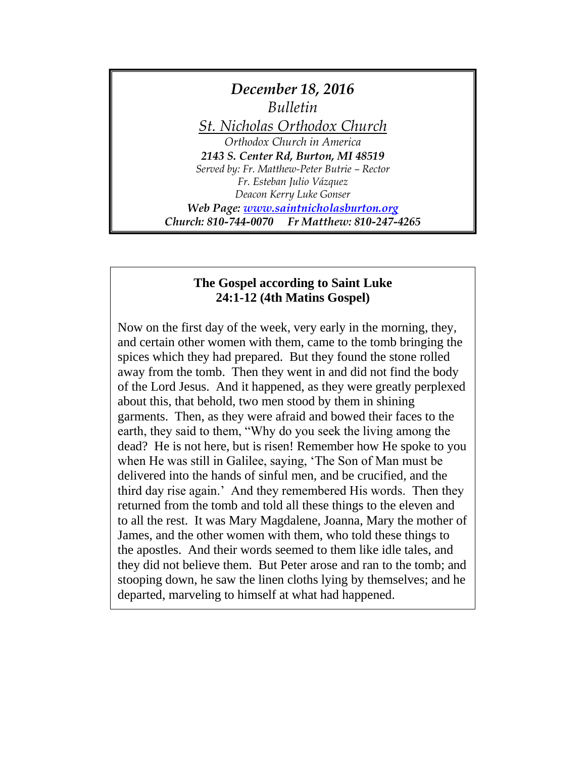# *December 18, 2016*

*Bulletin*

*St. Nicholas Orthodox Church*

*Orthodox Church in America*

***2143 S. Center Rd, Burton, MI 48519***

*Served by: Fr. Matthew-Peter Butrie – Rector*

*Fr. Esteban Julio Vázquez*

*Deacon Kerry Luke Gonser*

***Web Page: [www.saintnicholasburton.org](http://www.saintnicholasburton.org)***

***Church: 810-744-0070 Fr Matthew: 810-247-4265***

## The Gospel according to Saint Luke 24:1-12 (4th Matins Gospel)

Now on the first day of the week, very early in the morning, they, and certain other women with them, came to the tomb bringing the spices which they had prepared. But they found the stone rolled away from the tomb. Then they went in and did not find the body of the Lord Jesus. And it happened, as they were greatly perplexed about this, that behold, two men stood by them in shining garments. Then, as they were afraid and bowed their faces to the earth, they said to them, "Why do you seek the living among the dead? He is not here, but is risen! Remember how He spoke to you when He was still in Galilee, saying, 'The Son of Man must be delivered into the hands of sinful men, and be crucified, and the third day rise again.' And they remembered His words. Then they returned from the tomb and told all these things to the eleven and to all the rest. It was Mary Magdalene, Joanna, Mary the mother of James, and the other women with them, who told these things to the apostles. And their words seemed to them like idle tales, and they did not believe them. But Peter arose and ran to the tomb; and stooping down, he saw the linen cloths lying by themselves; and he departed, marveling to himself at what had happened.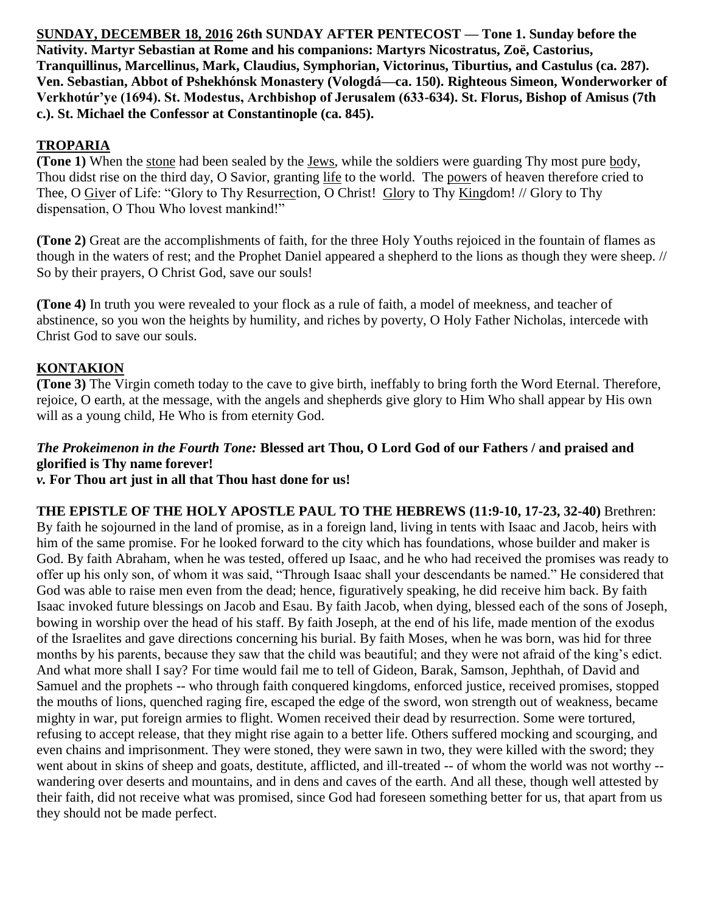**SUNDAY, DECEMBER 18, 2016 26th SUNDAY AFTER PENTECOST — Tone 1. Sunday before the Nativity. Martyr Sebastian at Rome and his companions: Martyrs Nicostratus, Zoë, Castorius, Tranquillinus, Marcellinus, Mark, Claudius, Symphorian, Victorinus, Tiburtius, and Castulus (ca. 287). Ven. Sebastian, Abbot of Pshekhónsk Monastery (Vologdá—ca. 150). Righteous Simeon, Wonderworker of Verkhotúr'ye (1694). St. Modestus, Archbishop of Jerusalem (633-634). St. Florus, Bishop of Amisus (7th c.). St. Michael the Confessor at Constantinople (ca. 845).**

## TROPARIA

**(Tone 1)** When the stone had been sealed by the Jews, while the soldiers were guarding Thy most pure body, Thou didst rise on the third day, O Savior, granting life to the world. The powers of heaven therefore cried to Thee, O Giver of Life: "Glory to Thy Resurrection, O Christ! Glory to Thy Kingdom! // Glory to Thy dispensation, O Thou Who lovest mankind!"

**(Tone 2)** Great are the accomplishments of faith, for the three Holy Youths rejoiced in the fountain of flames as though in the waters of rest; and the Prophet Daniel appeared a shepherd to the lions as though they were sheep. // So by their prayers, O Christ God, save our souls!

**(Tone 4)** In truth you were revealed to your flock as a rule of faith, a model of meekness, and teacher of abstinence, so you won the heights by humility, and riches by poverty, O Holy Father Nicholas, intercede with Christ God to save our souls.

## KONTAKION

**(Tone 3)** The Virgin cometh today to the cave to give birth, ineffably to bring forth the Word Eternal. Therefore, rejoice, O earth, at the message, with the angels and shepherds give glory to Him Who shall appear by His own will as a young child, He Who is from eternity God.

***The Prokeimenon in the Fourth Tone:*** **Blessed art Thou, O Lord God of our Fathers / and praised and glorified is Thy name forever!**

***v.*** **For Thou art just in all that Thou hast done for us!**

**THE EPISTLE OF THE HOLY APOSTLE PAUL TO THE HEBREWS (11:9-10, 17-23, 32-40)** Brethren: By faith he sojourned in the land of promise, as in a foreign land, living in tents with Isaac and Jacob, heirs with him of the same promise. For he looked forward to the city which has foundations, whose builder and maker is God. By faith Abraham, when he was tested, offered up Isaac, and he who had received the promises was ready to offer up his only son, of whom it was said, "Through Isaac shall your descendants be named." He considered that God was able to raise men even from the dead; hence, figuratively speaking, he did receive him back. By faith Isaac invoked future blessings on Jacob and Esau. By faith Jacob, when dying, blessed each of the sons of Joseph, bowing in worship over the head of his staff. By faith Joseph, at the end of his life, made mention of the exodus of the Israelites and gave directions concerning his burial. By faith Moses, when he was born, was hid for three months by his parents, because they saw that the child was beautiful; and they were not afraid of the king's edict. And what more shall I say? For time would fail me to tell of Gideon, Barak, Samson, Jephthah, of David and Samuel and the prophets -- who through faith conquered kingdoms, enforced justice, received promises, stopped the mouths of lions, quenched raging fire, escaped the edge of the sword, won strength out of weakness, became mighty in war, put foreign armies to flight. Women received their dead by resurrection. Some were tortured, refusing to accept release, that they might rise again to a better life. Others suffered mocking and scourging, and even chains and imprisonment. They were stoned, they were sawn in two, they were killed with the sword; they went about in skins of sheep and goats, destitute, afflicted, and ill-treated -- of whom the world was not worthy -- wandering over deserts and mountains, and in dens and caves of the earth. And all these, though well attested by their faith, did not receive what was promised, since God had foreseen something better for us, that apart from us they should not be made perfect.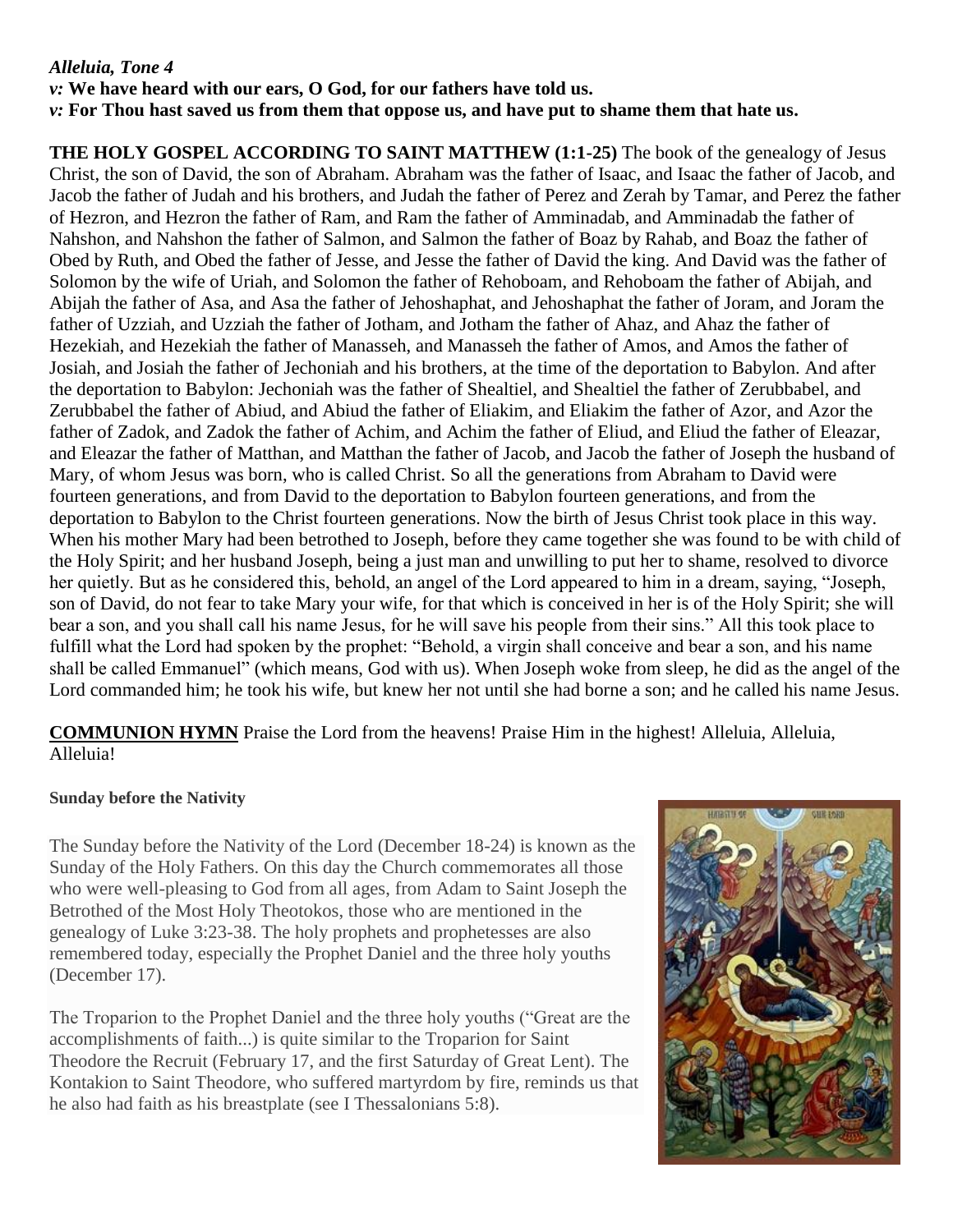***Alleluia, Tone 4***

***v:* We have heard with our ears, O God, for our fathers have told us.**

***v:* For Thou hast saved us from them that oppose us, and have put to shame them that hate us.**

**THE HOLY GOSPEL ACCORDING TO SAINT MATTHEW (1:1-25)** The book of the genealogy of Jesus Christ, the son of David, the son of Abraham. Abraham was the father of Isaac, and Isaac the father of Jacob, and Jacob the father of Judah and his brothers, and Judah the father of Perez and Zerah by Tamar, and Perez the father of Hezron, and Hezron the father of Ram, and Ram the father of Amminadab, and Amminadab the father of Nahshon, and Nahshon the father of Salmon, and Salmon the father of Boaz by Rahab, and Boaz the father of Obed by Ruth, and Obed the father of Jesse, and Jesse the father of David the king. And David was the father of Solomon by the wife of Uriah, and Solomon the father of Rehoboam, and Rehoboam the father of Abijah, and Abijah the father of Asa, and Asa the father of Jehoshaphat, and Jehoshaphat the father of Joram, and Joram the father of Uzziah, and Uzziah the father of Jotham, and Jotham the father of Ahaz, and Ahaz the father of Hezekiah, and Hezekiah the father of Manasseh, and Manasseh the father of Amos, and Amos the father of Josiah, and Josiah the father of Jechoniah and his brothers, at the time of the deportation to Babylon. And after the deportation to Babylon: Jechoniah was the father of Shealtiel, and Shealtiel the father of Zerubbabel, and Zerubbabel the father of Abiud, and Abiud the father of Eliakim, and Eliakim the father of Azor, and Azor the father of Zadok, and Zadok the father of Achim, and Achim the father of Eliud, and Eliud the father of Eleazar, and Eleazar the father of Matthan, and Matthan the father of Jacob, and Jacob the father of Joseph the husband of Mary, of whom Jesus was born, who is called Christ. So all the generations from Abraham to David were fourteen generations, and from David to the deportation to Babylon fourteen generations, and from the deportation to Babylon to the Christ fourteen generations. Now the birth of Jesus Christ took place in this way. When his mother Mary had been betrothed to Joseph, before they came together she was found to be with child of the Holy Spirit; and her husband Joseph, being a just man and unwilling to put her to shame, resolved to divorce her quietly. But as he considered this, behold, an angel of the Lord appeared to him in a dream, saying, "Joseph, son of David, do not fear to take Mary your wife, for that which is conceived in her is of the Holy Spirit; she will bear a son, and you shall call his name Jesus, for he will save his people from their sins." All this took place to fulfill what the Lord had spoken by the prophet: "Behold, a virgin shall conceive and bear a son, and his name shall be called Emmanuel" (which means, God with us). When Joseph woke from sleep, he did as the angel of the Lord commanded him; he took his wife, but knew her not until she had borne a son; and he called his name Jesus.

**COMMUNION HYMN** Praise the Lord from the heavens! Praise Him in the highest! Alleluia, Alleluia, Alleluia!

**Sunday before the Nativity**

The Sunday before the Nativity of the Lord (December 18-24) is known as the Sunday of the Holy Fathers. On this day the Church commemorates all those who were well-pleasing to God from all ages, from Adam to Saint Joseph the Betrothed of the Most Holy Theotokos, those who are mentioned in the genealogy of Luke 3:23-38. The holy prophets and prophetesses are also remembered today, especially the Prophet Daniel and the three holy youths (December 17).

The Troparion to the Prophet Daniel and the three holy youths ("Great are the accomplishments of faith...) is quite similar to the Troparion for Saint Theodore the Recruit (February 17, and the first Saturday of Great Lent). The Kontakion to Saint Theodore, who suffered martyrdom by fire, reminds us that he also had faith as his breastplate (see I Thessalonians 5:8).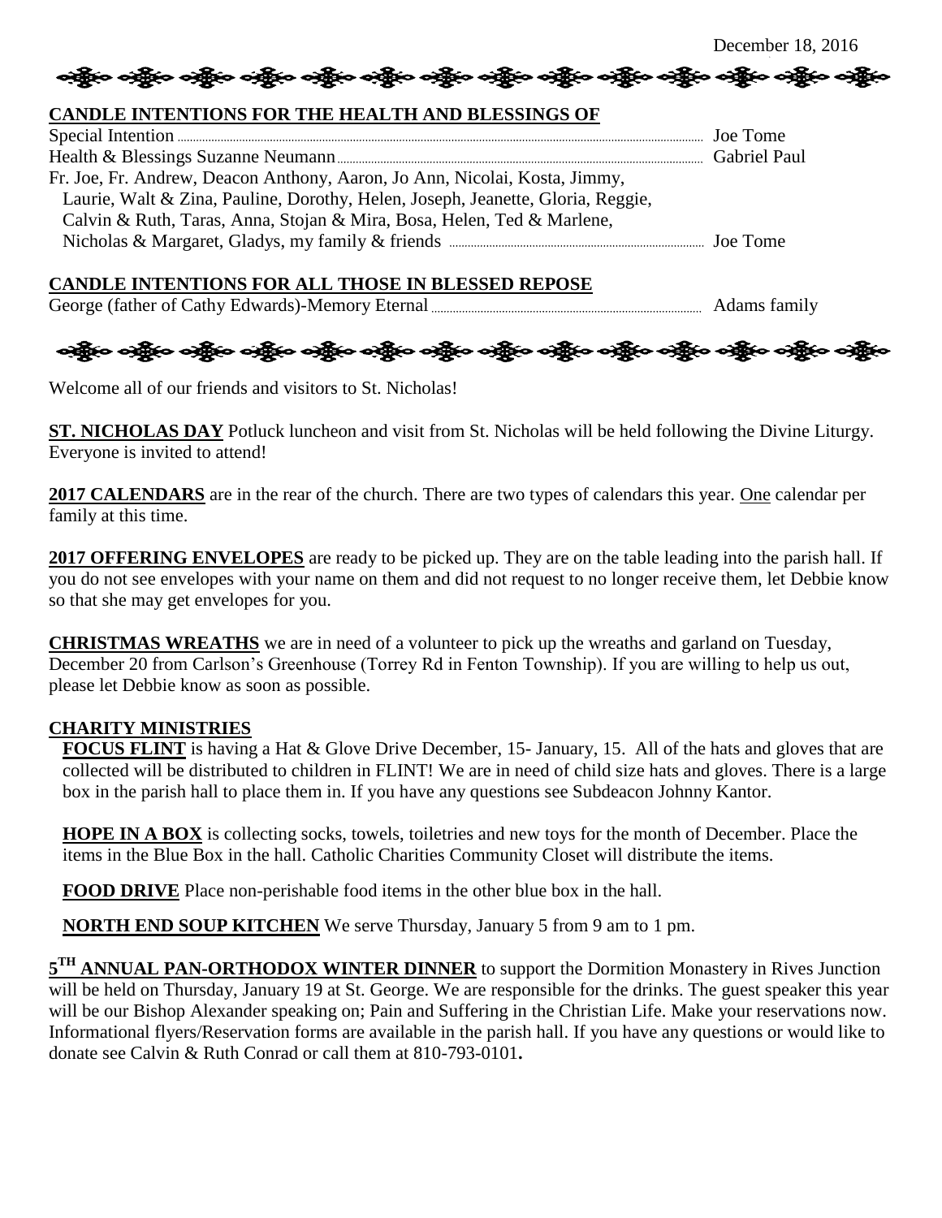December 18, 2016

## CANDLE INTENTIONS FOR THE HEALTH AND BLESSINGS OF

Special Intention ............ Joe Tome
Health & Blessings Suzanne Neumann ............ Gabriel Paul
Fr. Joe, Fr. Andrew, Deacon Anthony, Aaron, Jo Ann, Nicolai, Kosta, Jimmy, Laurie, Walt & Zina, Pauline, Dorothy, Helen, Joseph, Jeanette, Gloria, Reggie, Calvin & Ruth, Taras, Anna, Stojan & Mira, Bosa, Helen, Ted & Marlene, Nicholas & Margaret, Gladys, my family & friends ............ Joe Tome

## CANDLE INTENTIONS FOR ALL THOSE IN BLESSED REPOSE

George (father of Cathy Edwards)-Memory Eternal ............ Adams family

Welcome all of our friends and visitors to St. Nicholas!

**ST. NICHOLAS DAY** Potluck luncheon and visit from St. Nicholas will be held following the Divine Liturgy. Everyone is invited to attend!

**2017 CALENDARS** are in the rear of the church. There are two types of calendars this year. One calendar per family at this time.

**2017 OFFERING ENVELOPES** are ready to be picked up. They are on the table leading into the parish hall. If you do not see envelopes with your name on them and did not request to no longer receive them, let Debbie know so that she may get envelopes for you.

**CHRISTMAS WREATHS** we are in need of a volunteer to pick up the wreaths and garland on Tuesday, December 20 from Carlson's Greenhouse (Torrey Rd in Fenton Township). If you are willing to help us out, please let Debbie know as soon as possible.

## CHARITY MINISTRIES

**FOCUS FLINT** is having a Hat & Glove Drive December, 15- January, 15. All of the hats and gloves that are collected will be distributed to children in FLINT! We are in need of child size hats and gloves. There is a large box in the parish hall to place them in. If you have any questions see Subdeacon Johnny Kantor.

**HOPE IN A BOX** is collecting socks, towels, toiletries and new toys for the month of December. Place the items in the Blue Box in the hall. Catholic Charities Community Closet will distribute the items.

**FOOD DRIVE** Place non-perishable food items in the other blue box in the hall.

**NORTH END SOUP KITCHEN** We serve Thursday, January 5 from 9 am to 1 pm.

**5TH ANNUAL PAN-ORTHODOX WINTER DINNER** to support the Dormition Monastery in Rives Junction will be held on Thursday, January 19 at St. George. We are responsible for the drinks. The guest speaker this year will be our Bishop Alexander speaking on; Pain and Suffering in the Christian Life. Make your reservations now. Informational flyers/Reservation forms are available in the parish hall. If you have any questions or would like to donate see Calvin & Ruth Conrad or call them at 810-793-0101**.**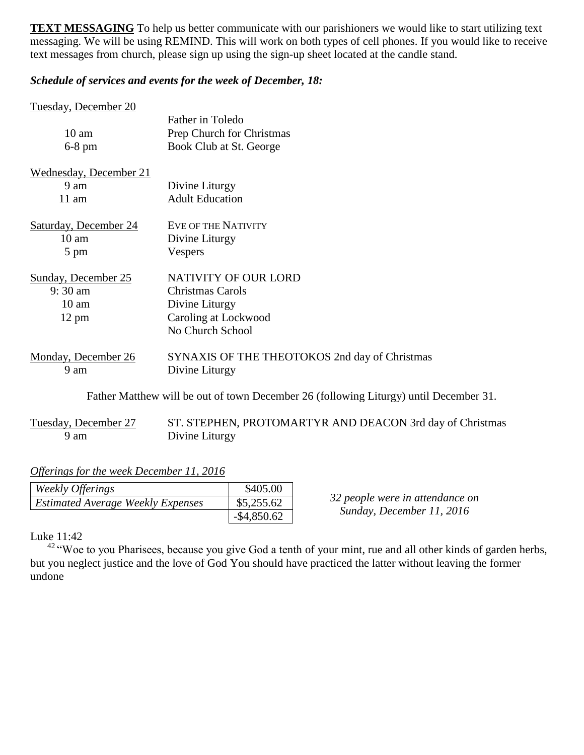**TEXT MESSAGING** To help us better communicate with our parishioners we would like to start utilizing text messaging. We will be using REMIND. This will work on both types of cell phones. If you would like to receive text messages from church, please sign up using the sign-up sheet located at the candle stand.

***Schedule of services and events for the week of December, 18:***

Tuesday, December 20

Father in Toledo
10 am — Prep Church for Christmas
6-8 pm — Book Club at St. George

Wednesday, December 21

9 am — Divine Liturgy
11 am — Adult Education

Saturday, December 24 — EVE OF THE NATIVITY

10 am — Divine Liturgy
5 pm — Vespers

Sunday, December 25 — NATIVITY OF OUR LORD

9: 30 am — Christmas Carols
10 am — Divine Liturgy
12 pm — Caroling at Lockwood
No Church School

Monday, December 26 — SYNAXIS OF THE THEOTOKOS 2nd day of Christmas

9 am — Divine Liturgy

Father Matthew will be out of town December 26 (following Liturgy) until December 31.

Tuesday, December 27 — ST. STEPHEN, PROTOMARTYR AND DEACON 3rd day of Christmas

9 am — Divine Liturgy

*Offerings for the week December 11, 2016*

| | |
|---|---|
| *Weekly Offerings* | $405.00 |
| *Estimated Average Weekly Expenses* | $5,255.62 |
| | -$4,850.62 |

*32 people were in attendance on Sunday, December 11, 2016*

Luke 11:42

[42] "Woe to you Pharisees, because you give God a tenth of your mint, rue and all other kinds of garden herbs, but you neglect justice and the love of God You should have practiced the latter without leaving the former undone